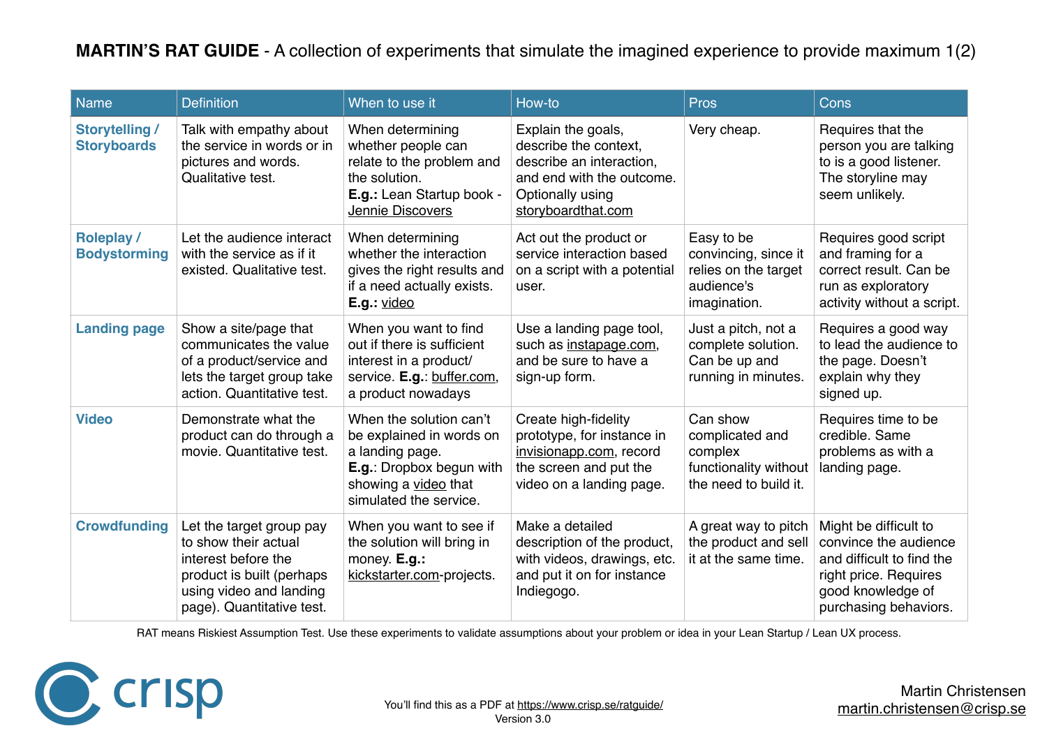# **MARTIN'S RAT GUIDE** - A collection of experiments that simulate the imagined experience to provide maximum 1(2)

| Name | Definition | When to use it | How-to | Pros | Cons |
|---|---|---|---|---|---|
| **Storytelling / Storyboards** | Talk with empathy about the service in words or in pictures and words. Qualitative test. | When determining whether people can relate to the problem and the solution. **E.g.:** Lean Startup book - Jennie Discovers | Explain the goals, describe the context, describe an interaction, and end with the outcome. Optionally using storyboardthat.com | Very cheap. | Requires that the person you are talking to is a good listener. The storyline may seem unlikely. |
| **Roleplay / Bodystorming** | Let the audience interact with the service as if it existed. Qualitative test. | When determining whether the interaction gives the right results and if a need actually exists. **E.g.:** video | Act out the product or service interaction based on a script with a potential user. | Easy to be convincing, since it relies on the target audience's imagination. | Requires good script and framing for a correct result. Can be run as exploratory activity without a script. |
| **Landing page** | Show a site/page that communicates the value of a product/service and lets the target group take action. Quantitative test. | When you want to find out if there is sufficient interest in a product/ service. **E.g.:** buffer.com, a product nowadays | Use a landing page tool, such as instapage.com, and be sure to have a sign-up form. | Just a pitch, not a complete solution. Can be up and running in minutes. | Requires a good way to lead the audience to the page. Doesn't explain why they signed up. |
| **Video** | Demonstrate what the product can do through a movie. Quantitative test. | When the solution can't be explained in words on a landing page. **E.g.**: Dropbox begun with showing a video that simulated the service. | Create high-fidelity prototype, for instance in invisionapp.com, record the screen and put the video on a landing page. | Can show complicated and complex functionality without the need to build it. | Requires time to be credible. Same problems as with a landing page. |
| **Crowdfunding** | Let the target group pay to show their actual interest before the product is built (perhaps using video and landing page). Quantitative test. | When you want to see if the solution will bring in money. **E.g.:** kickstarter.com-projects. | Make a detailed description of the product, with videos, drawings, etc. and put it on for instance Indiegogo. | A great way to pitch the product and sell it at the same time. | Might be difficult to convince the audience and difficult to find the right price. Requires good knowledge of purchasing behaviors. |

RAT means Riskiest Assumption Test. Use these experiments to validate assumptions about your problem or idea in your Lean Startup / Lean UX process.

crisp

You'll find this as a PDF at https://www.crisp.se/ratguide/
Version 3.0

Martin Christensen
martin.christensen@crisp.se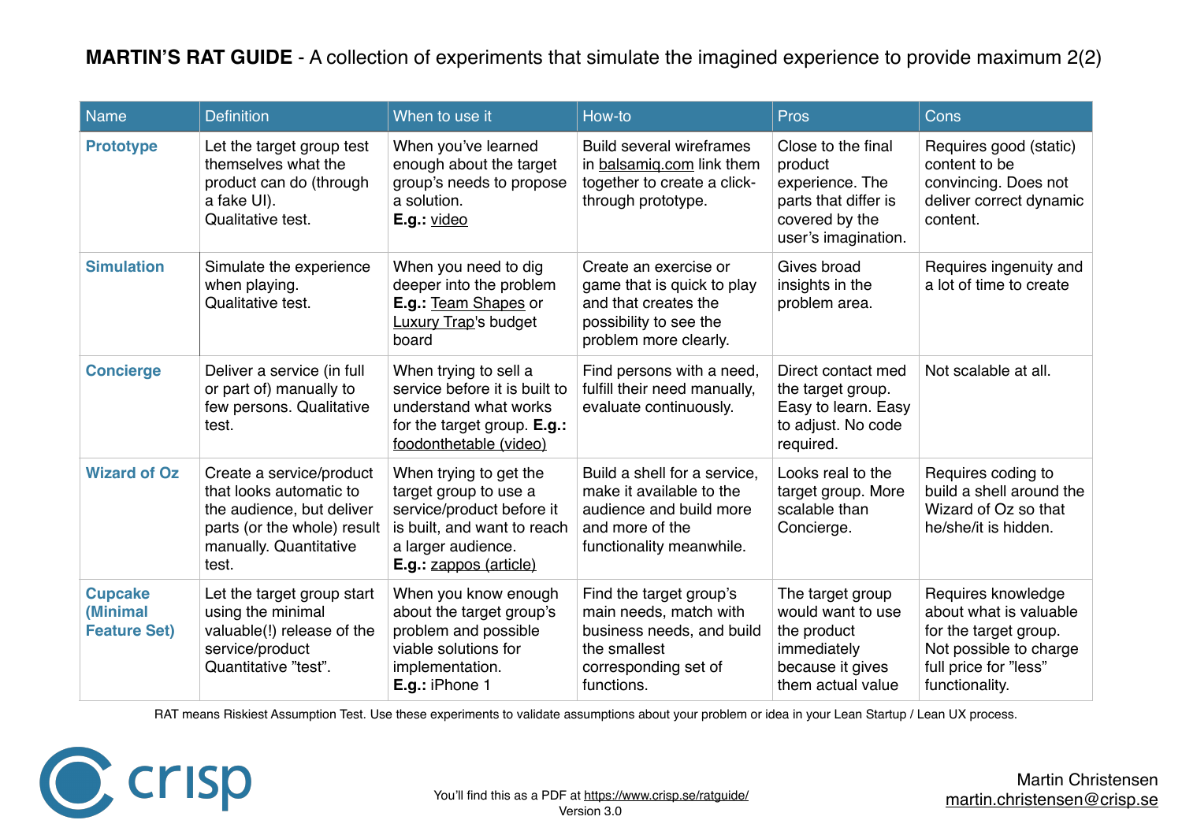**MARTIN'S RAT GUIDE** - A collection of experiments that simulate the imagined experience to provide maximum 2(2)

| Name | Definition | When to use it | How-to | Pros | Cons |
|---|---|---|---|---|---|
| **Prototype** | Let the target group test themselves what the product can do (through a fake UI). Qualitative test. | When you've learned enough about the target group's needs to propose a solution. **E.g.:** video | Build several wireframes in balsamiq.com link them together to create a click-through prototype. | Close to the final product experience. The parts that differ is covered by the user's imagination. | Requires good (static) content to be convincing. Does not deliver correct dynamic content. |
| **Simulation** | Simulate the experience when playing. Qualitative test. | When you need to dig deeper into the problem **E.g.:** Team Shapes or Luxury Trap's budget board | Create an exercise or game that is quick to play and that creates the possibility to see the problem more clearly. | Gives broad insights in the problem area. | Requires ingenuity and a lot of time to create |
| **Concierge** | Deliver a service (in full or part of) manually to few persons. Qualitative test. | When trying to sell a service before it is built to understand what works for the target group. **E.g.:** foodonthetable (video) | Find persons with a need, fulfill their need manually, evaluate continuously. | Direct contact med the target group. Easy to learn. Easy to adjust. No code required. | Not scalable at all. |
| **Wizard of Oz** | Create a service/product that looks automatic to the audience, but deliver parts (or the whole) result manually. Quantitative test. | When trying to get the target group to use a service/product before it is built, and want to reach a larger audience. **E.g.:** zappos (article) | Build a shell for a service, make it available to the audience and build more and more of the functionality meanwhile. | Looks real to the target group. More scalable than Concierge. | Requires coding to build a shell around the Wizard of Oz so that he/she/it is hidden. |
| **Cupcake (Minimal Feature Set)** | Let the target group start using the minimal valuable(!) release of the service/product Quantitative "test". | When you know enough about the target group's problem and possible viable solutions for implementation. **E.g.:** iPhone 1 | Find the target group's main needs, match with business needs, and build the smallest corresponding set of functions. | The target group would want to use the product immediately because it gives them actual value | Requires knowledge about what is valuable for the target group. Not possible to charge full price for "less" functionality. |

RAT means Riskiest Assumption Test. Use these experiments to validate assumptions about your problem or idea in your Lean Startup / Lean UX process.

crisp

You'll find this as a PDF at https://www.crisp.se/ratguide/
Version 3.0

Martin Christensen
martin.christensen@crisp.se